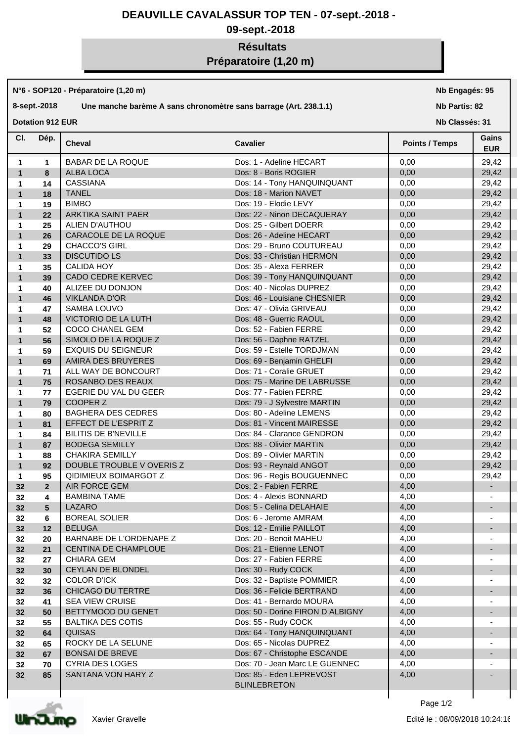# DEAUVILLE CAVALASSUR TOP TEN - 07-sept.-2018 - 09-sept.-2018

## Résultats
## Préparatoire (1,20 m)

**N°6 - SOP120 - Préparatoire (1,20 m)** — **Nb Engagés: 95**

**8-sept.-2018** — **Une manche barème A sans chronomètre sans barrage (Art. 238.1.1)** — **Nb Partis: 82**

**Dotation 912 EUR** — **Nb Classés: 31**

| Cl. | Dép. | Cheval | Cavalier | Points / Temps | Gains EUR |
|---|---|---|---|---|---|
| 1 | 1 | BABAR DE LA ROQUE | Dos: 1 - Adeline HECART | 0,00 | 29,42 |
| 1 | 8 | ALBA LOCA | Dos: 8 - Boris ROGIER | 0,00 | 29,42 |
| 1 | 14 | CASSIANA | Dos: 14 - Tony HANQUINQUANT | 0,00 | 29,42 |
| 1 | 18 | TANEL | Dos: 18 - Marion NAVET | 0,00 | 29,42 |
| 1 | 19 | BIMBO | Dos: 19 - Elodie LEVY | 0,00 | 29,42 |
| 1 | 22 | ARKTIKA SAINT PAER | Dos: 22 - Ninon DECAQUERAY | 0,00 | 29,42 |
| 1 | 25 | ALIEN D'AUTHOU | Dos: 25 - Gilbert DOERR | 0,00 | 29,42 |
| 1 | 26 | CARACOLE DE LA ROQUE | Dos: 26 - Adeline HECART | 0,00 | 29,42 |
| 1 | 29 | CHACCO'S GIRL | Dos: 29 - Bruno COUTUREAU | 0,00 | 29,42 |
| 1 | 33 | DISCUTIDO LS | Dos: 33 - Christian HERMON | 0,00 | 29,42 |
| 1 | 35 | CALIDA HOY | Dos: 35 - Alexa FERRER | 0,00 | 29,42 |
| 1 | 39 | CADO CEDRE KERVEC | Dos: 39 - Tony HANQUINQUANT | 0,00 | 29,42 |
| 1 | 40 | ALIZEE DU DONJON | Dos: 40 - Nicolas DUPREZ | 0,00 | 29,42 |
| 1 | 46 | VIKLANDA D'OR | Dos: 46 - Louisiane CHESNIER | 0,00 | 29,42 |
| 1 | 47 | SAMBA LOUVO | Dos: 47 - Olivia GRIVEAU | 0,00 | 29,42 |
| 1 | 48 | VICTORIO DE LA LUTH | Dos: 48 - Guerric RAOUL | 0,00 | 29,42 |
| 1 | 52 | COCO CHANEL GEM | Dos: 52 - Fabien FERRE | 0,00 | 29,42 |
| 1 | 56 | SIMOLO DE LA ROQUE Z | Dos: 56 - Daphne RATZEL | 0,00 | 29,42 |
| 1 | 59 | EXQUIS DU SEIGNEUR | Dos: 59 - Estelle TORDJMAN | 0,00 | 29,42 |
| 1 | 69 | AMIRA DES BRUYERES | Dos: 69 - Benjamin GHELFI | 0,00 | 29,42 |
| 1 | 71 | ALL WAY DE BONCOURT | Dos: 71 - Coralie GRUET | 0,00 | 29,42 |
| 1 | 75 | ROSANBO DES REAUX | Dos: 75 - Marine DE LABRUSSE | 0,00 | 29,42 |
| 1 | 77 | EGERIE DU VAL DU GEER | Dos: 77 - Fabien FERRE | 0,00 | 29,42 |
| 1 | 79 | COOPER Z | Dos: 79 - J Sylvestre MARTIN | 0,00 | 29,42 |
| 1 | 80 | BAGHERA DES CEDRES | Dos: 80 - Adeline LEMENS | 0,00 | 29,42 |
| 1 | 81 | EFFECT DE L'ESPRIT Z | Dos: 81 - Vincent MAIRESSE | 0,00 | 29,42 |
| 1 | 84 | BILITIS DE B'NEVILLE | Dos: 84 - Clarance GENDRON | 0,00 | 29,42 |
| 1 | 87 | BODEGA SEMILLY | Dos: 88 - Olivier MARTIN | 0,00 | 29,42 |
| 1 | 88 | CHAKIRA SEMILLY | Dos: 89 - Olivier MARTIN | 0,00 | 29,42 |
| 1 | 92 | DOUBLE TROUBLE V OVERIS Z | Dos: 93 - Reynald ANGOT | 0,00 | 29,42 |
| 1 | 95 | QIDIMIEUX BOIMARGOT Z | Dos: 96 - Regis BOUGUENNEC | 0,00 | 29,42 |
| 32 | 2 | AIR FORCE GEM | Dos: 2 - Fabien FERRE | 4,00 | - |
| 32 | 4 | BAMBINA TAME | Dos: 4 - Alexis BONNARD | 4,00 | - |
| 32 | 5 | LAZARO | Dos: 5 - Celina DELAHAIE | 4,00 | - |
| 32 | 6 | BOREAL SOLIER | Dos: 6 - Jerome AMRAM | 4,00 | - |
| 32 | 12 | BELUGA | Dos: 12 - Emilie PAILLOT | 4,00 | - |
| 32 | 20 | BARNABE DE L'ORDENAPE Z | Dos: 20 - Benoit MAHEU | 4,00 | - |
| 32 | 21 | CENTINA DE CHAMPLOUE | Dos: 21 - Etienne LENOT | 4,00 | - |
| 32 | 27 | CHIARA GEM | Dos: 27 - Fabien FERRE | 4,00 | - |
| 32 | 30 | CEYLAN DE BLONDEL | Dos: 30 - Rudy COCK | 4,00 | - |
| 32 | 32 | COLOR D'ICK | Dos: 32 - Baptiste POMMIER | 4,00 | - |
| 32 | 36 | CHICAGO DU TERTRE | Dos: 36 - Felicie BERTRAND | 4,00 | - |
| 32 | 41 | SEA VIEW CRUISE | Dos: 41 - Bernardo MOURA | 4,00 | - |
| 32 | 50 | BETTYMOOD DU GENET | Dos: 50 - Dorine FIRON D ALBIGNY | 4,00 | - |
| 32 | 55 | BALTIKA DES COTIS | Dos: 55 - Rudy COCK | 4,00 | - |
| 32 | 64 | QUISAS | Dos: 64 - Tony HANQUINQUANT | 4,00 | - |
| 32 | 65 | ROCKY DE LA SELUNE | Dos: 65 - Nicolas DUPREZ | 4,00 | - |
| 32 | 67 | BONSAI DE BREVE | Dos: 67 - Christophe ESCANDE | 4,00 | - |
| 32 | 70 | CYRIA DES LOGES | Dos: 70 - Jean Marc LE GUENNEC | 4,00 | - |
| 32 | 85 | SANTANA VON HARY Z | Dos: 85 - Eden LEPREVOST BLINLEBRETON | 4,00 | - |

Xavier Gravelle

Edité le : 08/09/2018 10:24:16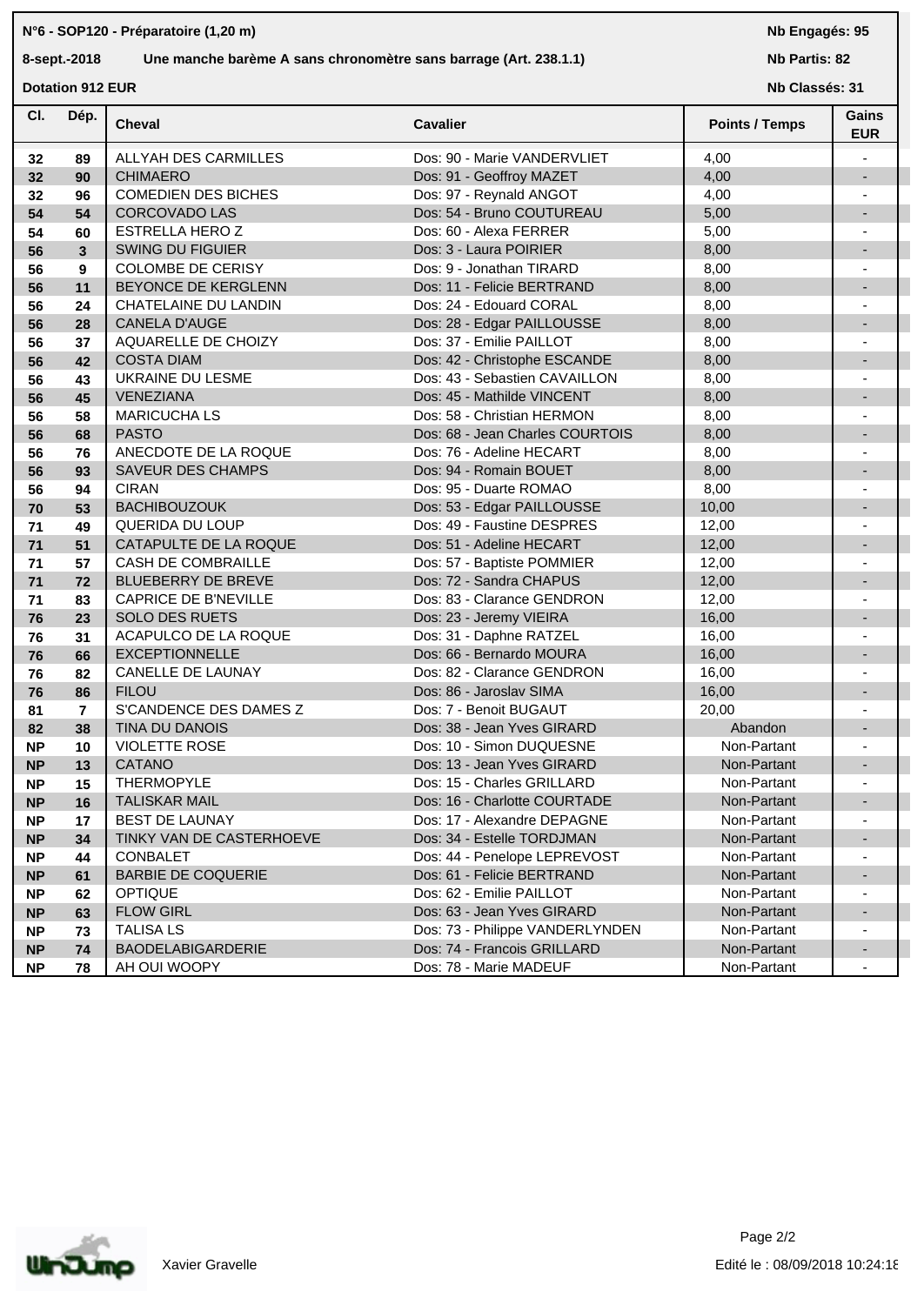**N°6 - SOP120 - Préparatoire (1,20 m)**

**8-sept.-2018** **Une manche barème A sans chronomètre sans barrage (Art. 238.1.1)**

**Dotation 912 EUR**

**Nb Engagés: 95**

**Nb Partis: 82**

**Nb Classés: 31**

| Cl. | Dép. | Cheval | Cavalier | Points / Temps | Gains EUR |
|---|---|---|---|---|---|
| 32 | 89 | ALLYAH DES CARMILLES | Dos: 90 - Marie VANDERVLIET | 4,00 | - |
| 32 | 90 | CHIMAERO | Dos: 91 - Geoffroy MAZET | 4,00 | - |
| 32 | 96 | COMEDIEN DES BICHES | Dos: 97 - Reynald ANGOT | 4,00 | - |
| 54 | 54 | CORCOVADO LAS | Dos: 54 - Bruno COUTUREAU | 5,00 | - |
| 54 | 60 | ESTRELLA HERO Z | Dos: 60 - Alexa FERRER | 5,00 | - |
| 56 | 3 | SWING DU FIGUIER | Dos: 3 - Laura POIRIER | 8,00 | - |
| 56 | 9 | COLOMBE DE CERISY | Dos: 9 - Jonathan TIRARD | 8,00 | - |
| 56 | 11 | BEYONCE DE KERGLENN | Dos: 11 - Felicie BERTRAND | 8,00 | - |
| 56 | 24 | CHATELAINE DU LANDIN | Dos: 24 - Edouard CORAL | 8,00 | - |
| 56 | 28 | CANELA D'AUGE | Dos: 28 - Edgar PAILLOUSSE | 8,00 | - |
| 56 | 37 | AQUARELLE DE CHOIZY | Dos: 37 - Emilie PAILLOT | 8,00 | - |
| 56 | 42 | COSTA DIAM | Dos: 42 - Christophe ESCANDE | 8,00 | - |
| 56 | 43 | UKRAINE DU LESME | Dos: 43 - Sebastien CAVAILLON | 8,00 | - |
| 56 | 45 | VENEZIANA | Dos: 45 - Mathilde VINCENT | 8,00 | - |
| 56 | 58 | MARICUCHA LS | Dos: 58 - Christian HERMON | 8,00 | - |
| 56 | 68 | PASTO | Dos: 68 - Jean Charles COURTOIS | 8,00 | - |
| 56 | 76 | ANECDOTE DE LA ROQUE | Dos: 76 - Adeline HECART | 8,00 | - |
| 56 | 93 | SAVEUR DES CHAMPS | Dos: 94 - Romain BOUET | 8,00 | - |
| 56 | 94 | CIRAN | Dos: 95 - Duarte ROMAO | 8,00 | - |
| 70 | 53 | BACHIBOUZOUK | Dos: 53 - Edgar PAILLOUSSE | 10,00 | - |
| 71 | 49 | QUERIDA DU LOUP | Dos: 49 - Faustine DESPRES | 12,00 | - |
| 71 | 51 | CATAPULTE DE LA ROQUE | Dos: 51 - Adeline HECART | 12,00 | - |
| 71 | 57 | CASH DE COMBRAILLE | Dos: 57 - Baptiste POMMIER | 12,00 | - |
| 71 | 72 | BLUEBERRY DE BREVE | Dos: 72 - Sandra CHAPUS | 12,00 | - |
| 71 | 83 | CAPRICE DE B'NEVILLE | Dos: 83 - Clarance GENDRON | 12,00 | - |
| 76 | 23 | SOLO DES RUETS | Dos: 23 - Jeremy VIEIRA | 16,00 | - |
| 76 | 31 | ACAPULCO DE LA ROQUE | Dos: 31 - Daphne RATZEL | 16,00 | - |
| 76 | 66 | EXCEPTIONNELLE | Dos: 66 - Bernardo MOURA | 16,00 | - |
| 76 | 82 | CANELLE DE LAUNAY | Dos: 82 - Clarance GENDRON | 16,00 | - |
| 76 | 86 | FILOU | Dos: 86 - Jaroslav SIMA | 16,00 | - |
| 81 | 7 | S'CANDENCE DES DAMES Z | Dos: 7 - Benoit BUGAUT | 20,00 | - |
| 82 | 38 | TINA DU DANOIS | Dos: 38 - Jean Yves GIRARD | Abandon | - |
| NP | 10 | VIOLETTE ROSE | Dos: 10 - Simon DUQUESNE | Non-Partant | - |
| NP | 13 | CATANO | Dos: 13 - Jean Yves GIRARD | Non-Partant | - |
| NP | 15 | THERMOPYLE | Dos: 15 - Charles GRILLARD | Non-Partant | - |
| NP | 16 | TALISKAR MAIL | Dos: 16 - Charlotte COURTADE | Non-Partant | - |
| NP | 17 | BEST DE LAUNAY | Dos: 17 - Alexandre DEPAGNE | Non-Partant | - |
| NP | 34 | TINKY VAN DE CASTERHOEVE | Dos: 34 - Estelle TORDJMAN | Non-Partant | - |
| NP | 44 | CONBALET | Dos: 44 - Penelope LEPREVOST | Non-Partant | - |
| NP | 61 | BARBIE DE COQUERIE | Dos: 61 - Felicie BERTRAND | Non-Partant | - |
| NP | 62 | OPTIQUE | Dos: 62 - Emilie PAILLOT | Non-Partant | - |
| NP | 63 | FLOW GIRL | Dos: 63 - Jean Yves GIRARD | Non-Partant | - |
| NP | 73 | TALISA LS | Dos: 73 - Philippe VANDERLYNDEN | Non-Partant | - |
| NP | 74 | BAODELABIGARDERIE | Dos: 74 - Francois GRILLARD | Non-Partant | - |
| NP | 78 | AH OUI WOOPY | Dos: 78 - Marie MADEUF | Non-Partant | - |

Xavier Gravelle

Edité le : 08/09/2018 10:24:18